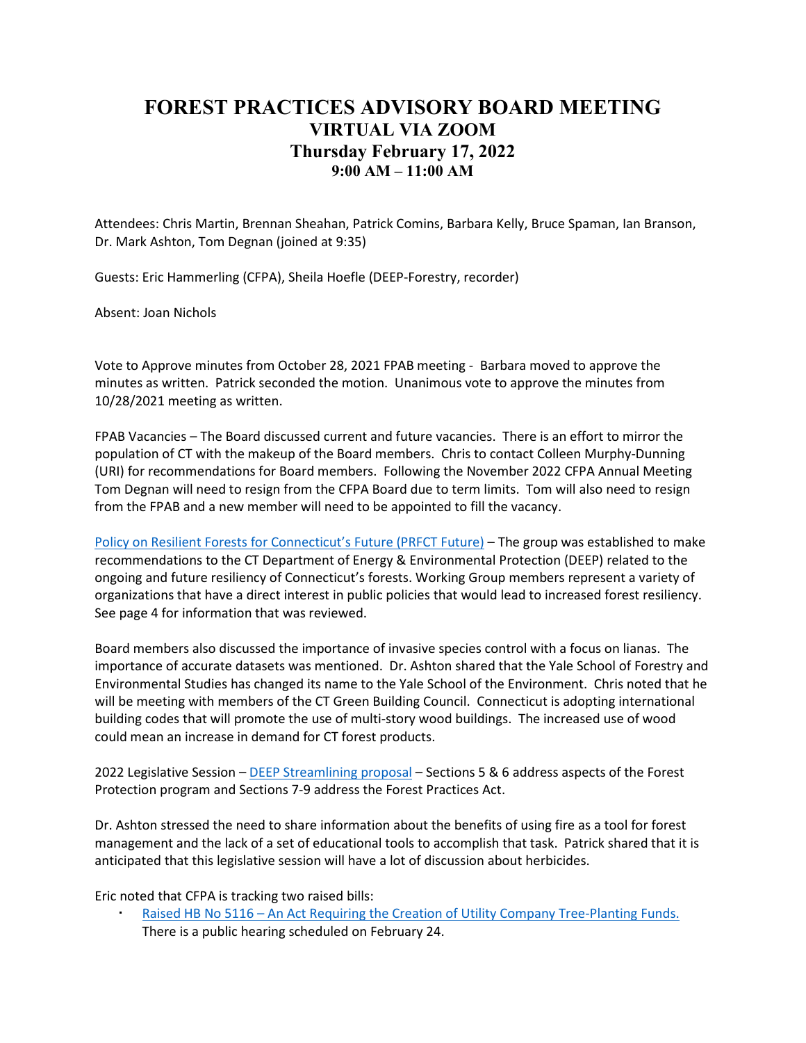# FOREST PRACTICES ADVISORY BOARD MEETING
## VIRTUAL VIA ZOOM
## Thursday February 17, 2022
### 9:00 AM – 11:00 AM

Attendees: Chris Martin, Brennan Sheahan, Patrick Comins, Barbara Kelly, Bruce Spaman, Ian Branson, Dr. Mark Ashton, Tom Degnan (joined at 9:35)

Guests: Eric Hammerling (CFPA), Sheila Hoefle (DEEP-Forestry, recorder)

Absent: Joan Nichols

Vote to Approve minutes from October 28, 2021 FPAB meeting - Barbara moved to approve the minutes as written. Patrick seconded the motion. Unanimous vote to approve the minutes from 10/28/2021 meeting as written.

FPAB Vacancies – The Board discussed current and future vacancies. There is an effort to mirror the population of CT with the makeup of the Board members. Chris to contact Colleen Murphy-Dunning (URI) for recommendations for Board members. Following the November 2022 CFPA Annual Meeting Tom Degnan will need to resign from the CFPA Board due to term limits. Tom will also need to resign from the FPAB and a new member will need to be appointed to fill the vacancy.

Policy on Resilient Forests for Connecticut's Future (PRFCT Future) – The group was established to make recommendations to the CT Department of Energy & Environmental Protection (DEEP) related to the ongoing and future resiliency of Connecticut's forests. Working Group members represent a variety of organizations that have a direct interest in public policies that would lead to increased forest resiliency. See page 4 for information that was reviewed.

Board members also discussed the importance of invasive species control with a focus on lianas. The importance of accurate datasets was mentioned. Dr. Ashton shared that the Yale School of Forestry and Environmental Studies has changed its name to the Yale School of the Environment. Chris noted that he will be meeting with members of the CT Green Building Council. Connecticut is adopting international building codes that will promote the use of multi-story wood buildings. The increased use of wood could mean an increase in demand for CT forest products.

2022 Legislative Session – DEEP Streamlining proposal – Sections 5 & 6 address aspects of the Forest Protection program and Sections 7-9 address the Forest Practices Act.

Dr. Ashton stressed the need to share information about the benefits of using fire as a tool for forest management and the lack of a set of educational tools to accomplish that task. Patrick shared that it is anticipated that this legislative session will have a lot of discussion about herbicides.

Eric noted that CFPA is tracking two raised bills:

- Raised HB No 5116 – An Act Requiring the Creation of Utility Company Tree-Planting Funds. There is a public hearing scheduled on February 24.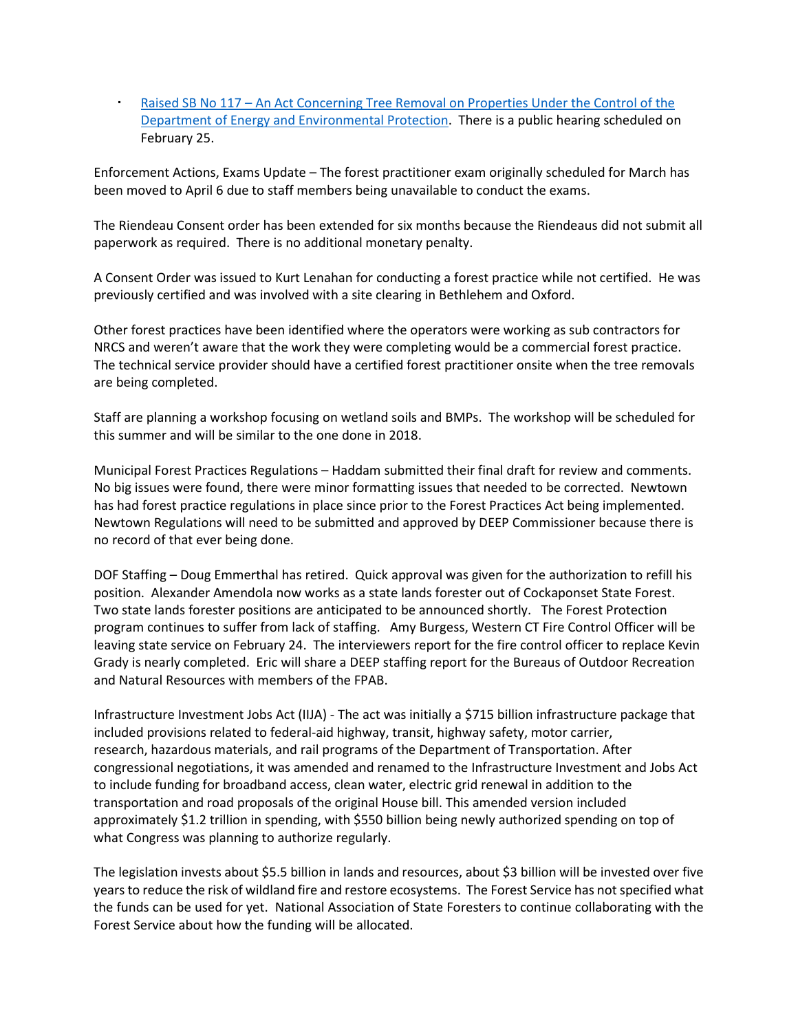- [Raised SB No 117 – An Act Concerning Tree Removal on Properties Under the Control of the Department of Energy and Environmental Protection]. There is a public hearing scheduled on February 25.

Enforcement Actions, Exams Update – The forest practitioner exam originally scheduled for March has been moved to April 6 due to staff members being unavailable to conduct the exams.

The Riendeau Consent order has been extended for six months because the Riendeaus did not submit all paperwork as required. There is no additional monetary penalty.

A Consent Order was issued to Kurt Lenahan for conducting a forest practice while not certified. He was previously certified and was involved with a site clearing in Bethlehem and Oxford.

Other forest practices have been identified where the operators were working as sub contractors for NRCS and weren't aware that the work they were completing would be a commercial forest practice. The technical service provider should have a certified forest practitioner onsite when the tree removals are being completed.

Staff are planning a workshop focusing on wetland soils and BMPs. The workshop will be scheduled for this summer and will be similar to the one done in 2018.

Municipal Forest Practices Regulations – Haddam submitted their final draft for review and comments. No big issues were found, there were minor formatting issues that needed to be corrected. Newtown has had forest practice regulations in place since prior to the Forest Practices Act being implemented. Newtown Regulations will need to be submitted and approved by DEEP Commissioner because there is no record of that ever being done.

DOF Staffing – Doug Emmerthal has retired. Quick approval was given for the authorization to refill his position. Alexander Amendola now works as a state lands forester out of Cockaponset State Forest. Two state lands forester positions are anticipated to be announced shortly. The Forest Protection program continues to suffer from lack of staffing. Amy Burgess, Western CT Fire Control Officer will be leaving state service on February 24. The interviewers report for the fire control officer to replace Kevin Grady is nearly completed. Eric will share a DEEP staffing report for the Bureaus of Outdoor Recreation and Natural Resources with members of the FPAB.

Infrastructure Investment Jobs Act (IIJA) - The act was initially a $715 billion infrastructure package that included provisions related to federal-aid highway, transit, highway safety, motor carrier, research, hazardous materials, and rail programs of the Department of Transportation. After congressional negotiations, it was amended and renamed to the Infrastructure Investment and Jobs Act to include funding for broadband access, clean water, electric grid renewal in addition to the transportation and road proposals of the original House bill. This amended version included approximately $1.2 trillion in spending, with $550 billion being newly authorized spending on top of what Congress was planning to authorize regularly.

The legislation invests about $5.5 billion in lands and resources, about $3 billion will be invested over five years to reduce the risk of wildland fire and restore ecosystems. The Forest Service has not specified what the funds can be used for yet. National Association of State Foresters to continue collaborating with the Forest Service about how the funding will be allocated.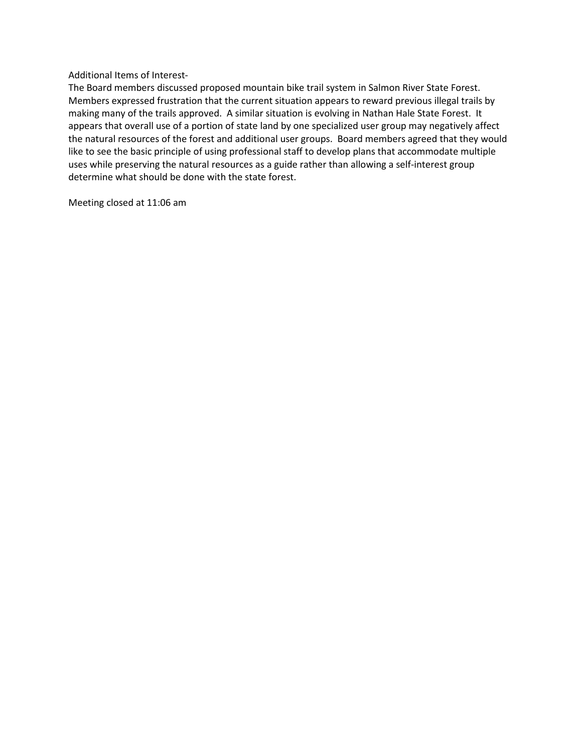Additional Items of Interest-

The Board members discussed proposed mountain bike trail system in Salmon River State Forest. Members expressed frustration that the current situation appears to reward previous illegal trails by making many of the trails approved. A similar situation is evolving in Nathan Hale State Forest. It appears that overall use of a portion of state land by one specialized user group may negatively affect the natural resources of the forest and additional user groups. Board members agreed that they would like to see the basic principle of using professional staff to develop plans that accommodate multiple uses while preserving the natural resources as a guide rather than allowing a self-interest group determine what should be done with the state forest.

Meeting closed at 11:06 am